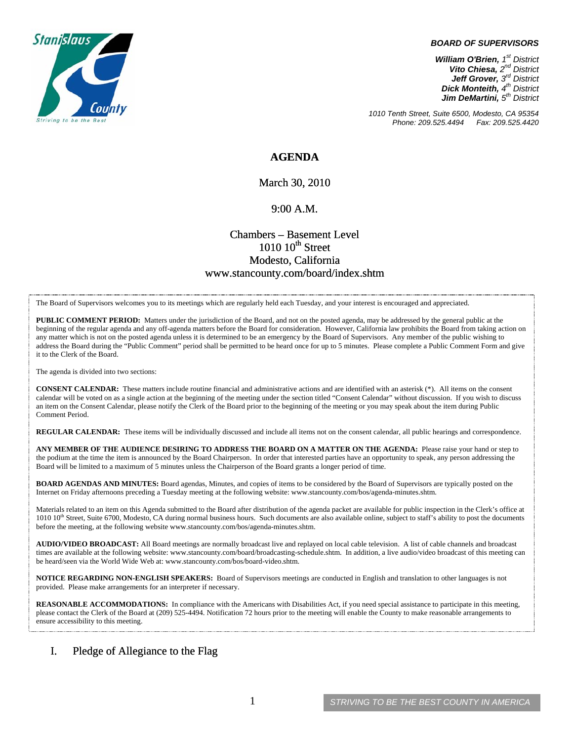Stanislaus County
Striving to be the Best

***BOARD OF SUPERVISORS***

***William O'Brien,** 1st District*
***Vito Chiesa,** 2nd District*
***Jeff Grover,** 3rd District*
***Dick Monteith,** 4th District*
***Jim DeMartini,** 5th District*

*1010 Tenth Street, Suite 6500, Modesto, CA 95354*
*Phone: 209.525.4494 Fax: 209.525.4420*

# AGENDA

March 30, 2010

9:00 A.M.

Chambers – Basement Level
1010 10th Street
Modesto, California
www.stancounty.com/board/index.shtm

The Board of Supervisors welcomes you to its meetings which are regularly held each Tuesday, and your interest is encouraged and appreciated.

**PUBLIC COMMENT PERIOD:** Matters under the jurisdiction of the Board, and not on the posted agenda, may be addressed by the general public at the beginning of the regular agenda and any off-agenda matters before the Board for consideration. However, California law prohibits the Board from taking action on any matter which is not on the posted agenda unless it is determined to be an emergency by the Board of Supervisors. Any member of the public wishing to address the Board during the "Public Comment" period shall be permitted to be heard once for up to 5 minutes. Please complete a Public Comment Form and give it to the Clerk of the Board.

The agenda is divided into two sections:

**CONSENT CALENDAR:** These matters include routine financial and administrative actions and are identified with an asterisk (*). All items on the consent calendar will be voted on as a single action at the beginning of the meeting under the section titled "Consent Calendar" without discussion. If you wish to discuss an item on the Consent Calendar, please notify the Clerk of the Board prior to the beginning of the meeting or you may speak about the item during Public Comment Period.

**REGULAR CALENDAR:** These items will be individually discussed and include all items not on the consent calendar, all public hearings and correspondence.

**ANY MEMBER OF THE AUDIENCE DESIRING TO ADDRESS THE BOARD ON A MATTER ON THE AGENDA:** Please raise your hand or step to the podium at the time the item is announced by the Board Chairperson. In order that interested parties have an opportunity to speak, any person addressing the Board will be limited to a maximum of 5 minutes unless the Chairperson of the Board grants a longer period of time.

**BOARD AGENDAS AND MINUTES:** Board agendas, Minutes, and copies of items to be considered by the Board of Supervisors are typically posted on the Internet on Friday afternoons preceding a Tuesday meeting at the following website: www.stancounty.com/bos/agenda-minutes.shtm.

Materials related to an item on this Agenda submitted to the Board after distribution of the agenda packet are available for public inspection in the Clerk's office at 1010 10th Street, Suite 6700, Modesto, CA during normal business hours. Such documents are also available online, subject to staff's ability to post the documents before the meeting, at the following website www.stancounty.com/bos/agenda-minutes.shtm.

**AUDIO/VIDEO BROADCAST:** All Board meetings are normally broadcast live and replayed on local cable television. A list of cable channels and broadcast times are available at the following website: www.stancounty.com/board/broadcasting-schedule.shtm. In addition, a live audio/video broadcast of this meeting can be heard/seen via the World Wide Web at: www.stancounty.com/bos/board-video.shtm.

**NOTICE REGARDING NON-ENGLISH SPEAKERS:** Board of Supervisors meetings are conducted in English and translation to other languages is not provided. Please make arrangements for an interpreter if necessary.

**REASONABLE ACCOMMODATIONS:** In compliance with the Americans with Disabilities Act, if you need special assistance to participate in this meeting, please contact the Clerk of the Board at (209) 525-4494. Notification 72 hours prior to the meeting will enable the County to make reasonable arrangements to ensure accessibility to this meeting.

## I. Pledge of Allegiance to the Flag

STRIVING TO BE THE BEST COUNTY IN AMERICA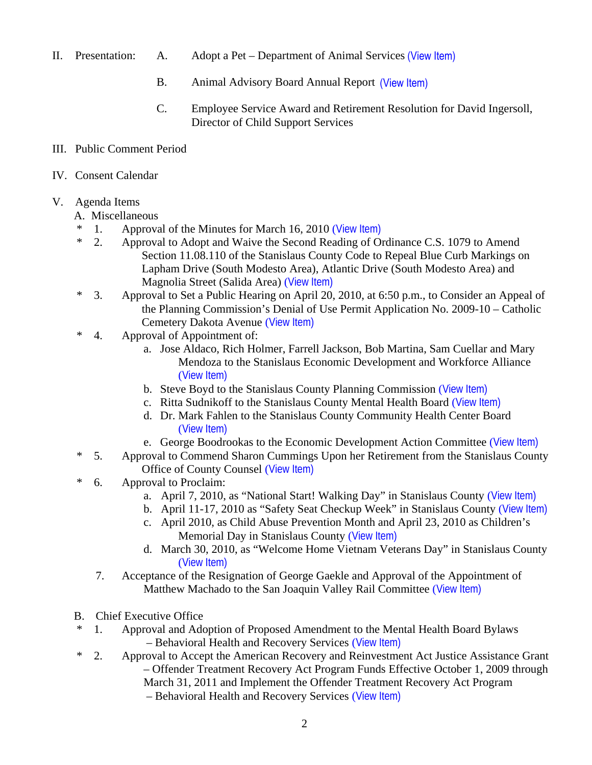II. Presentation:

A. Adopt a Pet – Department of Animal Services (View Item)

B. Animal Advisory Board Annual Report (View Item)

C. Employee Service Award and Retirement Resolution for David Ingersoll, Director of Child Support Services

III. Public Comment Period

IV. Consent Calendar

V. Agenda Items

A. Miscellaneous

\* 1. Approval of the Minutes for March 16, 2010 (View Item)

\* 2. Approval to Adopt and Waive the Second Reading of Ordinance C.S. 1079 to Amend Section 11.08.110 of the Stanislaus County Code to Repeal Blue Curb Markings on Lapham Drive (South Modesto Area), Atlantic Drive (South Modesto Area) and Magnolia Street (Salida Area) (View Item)

\* 3. Approval to Set a Public Hearing on April 20, 2010, at 6:50 p.m., to Consider an Appeal of the Planning Commission's Denial of Use Permit Application No. 2009-10 – Catholic Cemetery Dakota Avenue (View Item)

\* 4. Approval of Appointment of:

a. Jose Aldaco, Rich Holmer, Farrell Jackson, Bob Martina, Sam Cuellar and Mary Mendoza to the Stanislaus Economic Development and Workforce Alliance (View Item)

b. Steve Boyd to the Stanislaus County Planning Commission (View Item)

c. Ritta Sudnikoff to the Stanislaus County Mental Health Board (View Item)

d. Dr. Mark Fahlen to the Stanislaus County Community Health Center Board (View Item)

e. George Boodrookas to the Economic Development Action Committee (View Item)

\* 5. Approval to Commend Sharon Cummings Upon her Retirement from the Stanislaus County Office of County Counsel (View Item)

\* 6. Approval to Proclaim:

a. April 7, 2010, as "National Start! Walking Day" in Stanislaus County (View Item)

b. April 11-17, 2010 as "Safety Seat Checkup Week" in Stanislaus County (View Item)

c. April 2010, as Child Abuse Prevention Month and April 23, 2010 as Children's Memorial Day in Stanislaus County (View Item)

d. March 30, 2010, as "Welcome Home Vietnam Veterans Day" in Stanislaus County (View Item)

7. Acceptance of the Resignation of George Gaekle and Approval of the Appointment of Matthew Machado to the San Joaquin Valley Rail Committee (View Item)

B. Chief Executive Office

\* 1. Approval and Adoption of Proposed Amendment to the Mental Health Board Bylaws – Behavioral Health and Recovery Services (View Item)

\* 2. Approval to Accept the American Recovery and Reinvestment Act Justice Assistance Grant – Offender Treatment Recovery Act Program Funds Effective October 1, 2009 through March 31, 2011 and Implement the Offender Treatment Recovery Act Program – Behavioral Health and Recovery Services (View Item)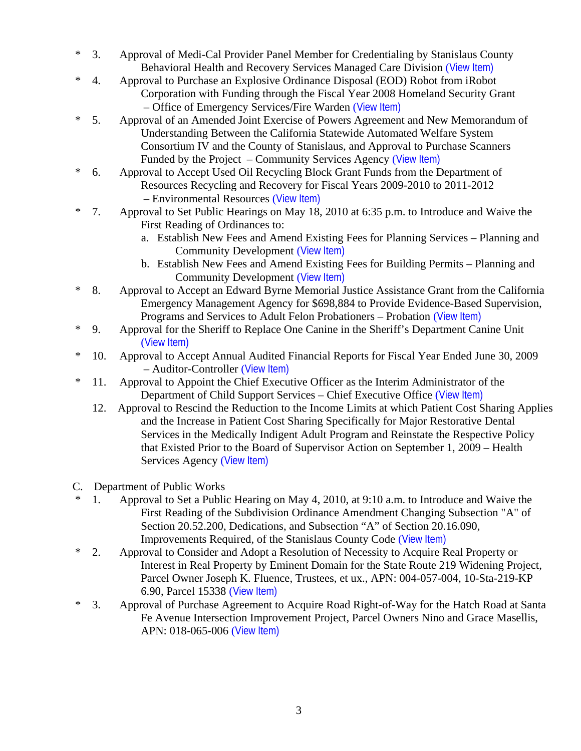\* 3. Approval of Medi-Cal Provider Panel Member for Credentialing by Stanislaus County Behavioral Health and Recovery Services Managed Care Division (View Item)

\* 4. Approval to Purchase an Explosive Ordinance Disposal (EOD) Robot from iRobot Corporation with Funding through the Fiscal Year 2008 Homeland Security Grant – Office of Emergency Services/Fire Warden (View Item)

\* 5. Approval of an Amended Joint Exercise of Powers Agreement and New Memorandum of Understanding Between the California Statewide Automated Welfare System Consortium IV and the County of Stanislaus, and Approval to Purchase Scanners Funded by the Project – Community Services Agency (View Item)

\* 6. Approval to Accept Used Oil Recycling Block Grant Funds from the Department of Resources Recycling and Recovery for Fiscal Years 2009-2010 to 2011-2012 – Environmental Resources (View Item)

\* 7. Approval to Set Public Hearings on May 18, 2010 at 6:35 p.m. to Introduce and Waive the First Reading of Ordinances to:
   a. Establish New Fees and Amend Existing Fees for Planning Services – Planning and Community Development (View Item)
   b. Establish New Fees and Amend Existing Fees for Building Permits – Planning and Community Development (View Item)

\* 8. Approval to Accept an Edward Byrne Memorial Justice Assistance Grant from the California Emergency Management Agency for $698,884 to Provide Evidence-Based Supervision, Programs and Services to Adult Felon Probationers – Probation (View Item)

\* 9. Approval for the Sheriff to Replace One Canine in the Sheriff's Department Canine Unit (View Item)

\* 10. Approval to Accept Annual Audited Financial Reports for Fiscal Year Ended June 30, 2009 – Auditor-Controller (View Item)

\* 11. Approval to Appoint the Chief Executive Officer as the Interim Administrator of the Department of Child Support Services – Chief Executive Office (View Item)

12. Approval to Rescind the Reduction to the Income Limits at which Patient Cost Sharing Applies and the Increase in Patient Cost Sharing Specifically for Major Restorative Dental Services in the Medically Indigent Adult Program and Reinstate the Respective Policy that Existed Prior to the Board of Supervisor Action on September 1, 2009 – Health Services Agency (View Item)

C. Department of Public Works

\* 1. Approval to Set a Public Hearing on May 4, 2010, at 9:10 a.m. to Introduce and Waive the First Reading of the Subdivision Ordinance Amendment Changing Subsection "A" of Section 20.52.200, Dedications, and Subsection "A" of Section 20.16.090, Improvements Required, of the Stanislaus County Code (View Item)

\* 2. Approval to Consider and Adopt a Resolution of Necessity to Acquire Real Property or Interest in Real Property by Eminent Domain for the State Route 219 Widening Project, Parcel Owner Joseph K. Fluence, Trustees, et ux., APN: 004-057-004, 10-Sta-219-KP 6.90, Parcel 15338 (View Item)

\* 3. Approval of Purchase Agreement to Acquire Road Right-of-Way for the Hatch Road at Santa Fe Avenue Intersection Improvement Project, Parcel Owners Nino and Grace Masellis, APN: 018-065-006 (View Item)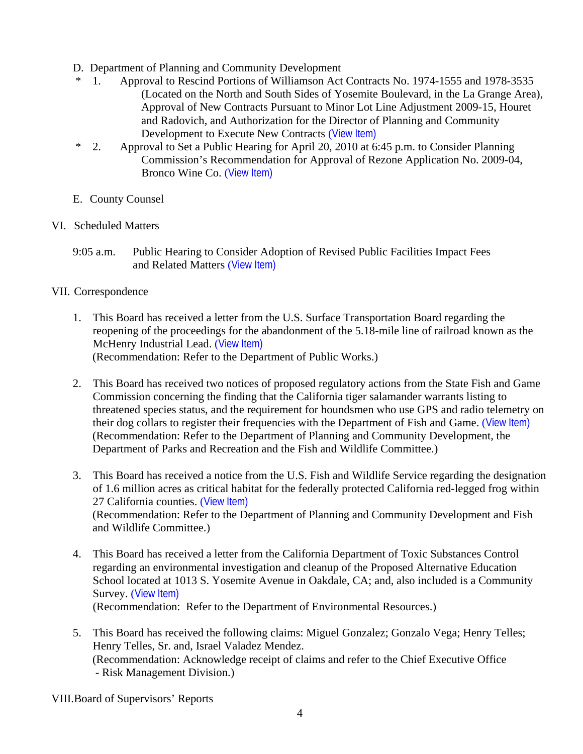D. Department of Planning and Community Development

* 1. Approval to Rescind Portions of Williamson Act Contracts No. 1974-1555 and 1978-3535 (Located on the North and South Sides of Yosemite Boulevard, in the La Grange Area), Approval of New Contracts Pursuant to Minor Lot Line Adjustment 2009-15, Houret and Radovich, and Authorization for the Director of Planning and Community Development to Execute New Contracts (View Item)
* 2. Approval to Set a Public Hearing for April 20, 2010 at 6:45 p.m. to Consider Planning Commission's Recommendation for Approval of Rezone Application No. 2009-04, Bronco Wine Co. (View Item)

E. County Counsel

VI. Scheduled Matters

9:05 a.m. Public Hearing to Consider Adoption of Revised Public Facilities Impact Fees and Related Matters (View Item)

VII. Correspondence

1. This Board has received a letter from the U.S. Surface Transportation Board regarding the reopening of the proceedings for the abandonment of the 5.18-mile line of railroad known as the McHenry Industrial Lead. (View Item)
   (Recommendation: Refer to the Department of Public Works.)

2. This Board has received two notices of proposed regulatory actions from the State Fish and Game Commission concerning the finding that the California tiger salamander warrants listing to threatened species status, and the requirement for houndsmen who use GPS and radio telemetry on their dog collars to register their frequencies with the Department of Fish and Game. (View Item)
   (Recommendation: Refer to the Department of Planning and Community Development, the Department of Parks and Recreation and the Fish and Wildlife Committee.)

3. This Board has received a notice from the U.S. Fish and Wildlife Service regarding the designation of 1.6 million acres as critical habitat for the federally protected California red-legged frog within 27 California counties. (View Item)
   (Recommendation: Refer to the Department of Planning and Community Development and Fish and Wildlife Committee.)

4. This Board has received a letter from the California Department of Toxic Substances Control regarding an environmental investigation and cleanup of the Proposed Alternative Education School located at 1013 S. Yosemite Avenue in Oakdale, CA; and, also included is a Community Survey. (View Item)
   (Recommendation: Refer to the Department of Environmental Resources.)

5. This Board has received the following claims: Miguel Gonzalez; Gonzalo Vega; Henry Telles; Henry Telles, Sr. and, Israel Valadez Mendez.
   (Recommendation: Acknowledge receipt of claims and refer to the Chief Executive Office - Risk Management Division.)

VIII. Board of Supervisors' Reports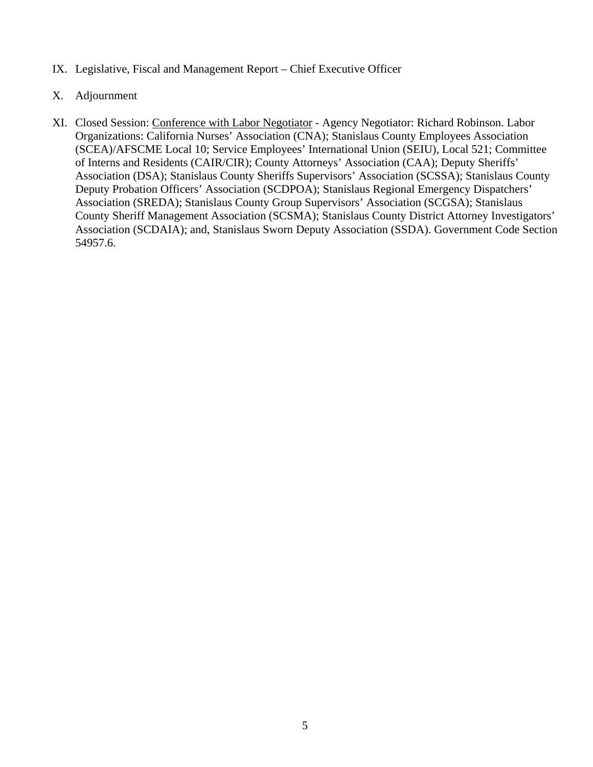IX. Legislative, Fiscal and Management Report – Chief Executive Officer

X. Adjournment

XI. Closed Session: Conference with Labor Negotiator - Agency Negotiator: Richard Robinson. Labor Organizations: California Nurses' Association (CNA); Stanislaus County Employees Association (SCEA)/AFSCME Local 10; Service Employees' International Union (SEIU), Local 521; Committee of Interns and Residents (CAIR/CIR); County Attorneys' Association (CAA); Deputy Sheriffs' Association (DSA); Stanislaus County Sheriffs Supervisors' Association (SCSSA); Stanislaus County Deputy Probation Officers' Association (SCDPOA); Stanislaus Regional Emergency Dispatchers' Association (SREDA); Stanislaus County Group Supervisors' Association (SCGSA); Stanislaus County Sheriff Management Association (SCSMA); Stanislaus County District Attorney Investigators' Association (SCDAIA); and, Stanislaus Sworn Deputy Association (SSDA). Government Code Section 54957.6.